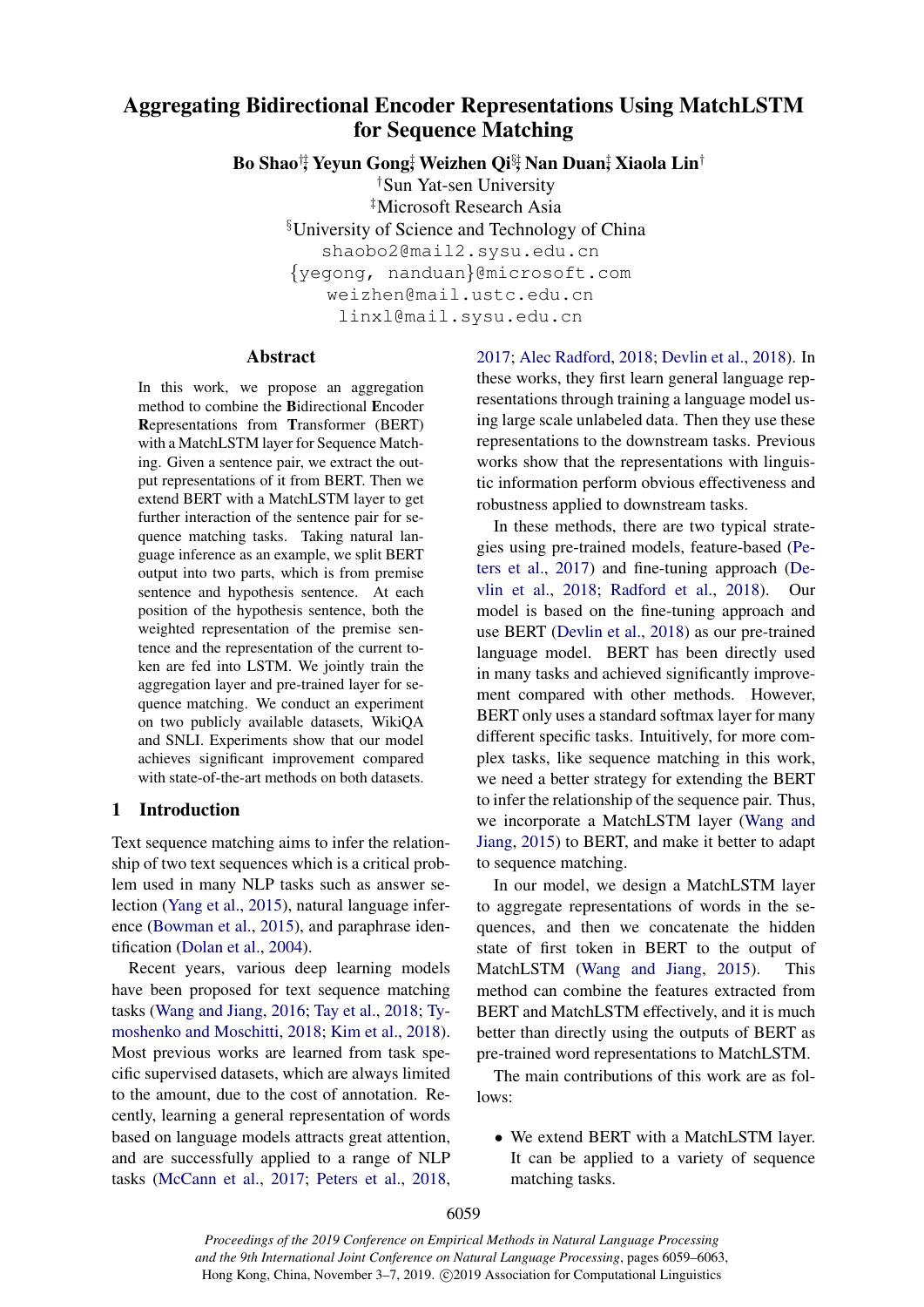# Aggregating Bidirectional Encoder Representations Using MatchLSTM for Sequence Matching

**Bo Shao**[†‡]*, **Yeyun Gong**[‡]*, **Weizhen Qi**[§‡]*, **Nan Duan**[‡]*, **Xiaola Lin**[†]

[†]Sun Yat-sen University

[‡]Microsoft Research Asia

[§]University of Science and Technology of China

shaobo2@mail2.sysu.edu.cn

{yegong, nanduan}@microsoft.com

weizhen@mail.ustc.edu.cn

linxl@mail.sysu.edu.cn

## Abstract

In this work, we propose an aggregation method to combine the **B**idirectional **E**ncoder **R**epresentations from **T**ransformer (BERT) with a MatchLSTM layer for Sequence Matching. Given a sentence pair, we extract the output representations of it from BERT. Then we extend BERT with a MatchLSTM layer to get further interaction of the sentence pair for sequence matching tasks. Taking natural language inference as an example, we split BERT output into two parts, which is from premise sentence and hypothesis sentence. At each position of the hypothesis sentence, both the weighted representation of the premise sentence and the representation of the current token are fed into LSTM. We jointly train the aggregation layer and pre-trained layer for sequence matching. We conduct an experiment on two publicly available datasets, WikiQA and SNLI. Experiments show that our model achieves significant improvement compared with state-of-the-art methods on both datasets.

## 1 Introduction

Text sequence matching aims to infer the relationship of two text sequences which is a critical problem used in many NLP tasks such as answer selection (Yang et al., 2015), natural language inference (Bowman et al., 2015), and paraphrase identification (Dolan et al., 2004).

Recent years, various deep learning models have been proposed for text sequence matching tasks (Wang and Jiang, 2016; Tay et al., 2018; Tymoshenko and Moschitti, 2018; Kim et al., 2018). Most previous works are learned from task specific supervised datasets, which are always limited to the amount, due to the cost of annotation. Recently, learning a general representation of words based on language models attracts great attention, and are successfully applied to a range of NLP tasks (McCann et al., 2017; Peters et al., 2018, 2017; Alec Radford, 2018; Devlin et al., 2018). In these works, they first learn general language representations through training a language model using large scale unlabeled data. Then they use these representations to the downstream tasks. Previous works show that the representations with linguistic information perform obvious effectiveness and robustness applied to downstream tasks.

In these methods, there are two typical strategies using pre-trained models, feature-based (Peters et al., 2017) and fine-tuning approach (Devlin et al., 2018; Radford et al., 2018). Our model is based on the fine-tuning approach and use BERT (Devlin et al., 2018) as our pre-trained language model. BERT has been directly used in many tasks and achieved significantly improvement compared with other methods. However, BERT only uses a standard softmax layer for many different specific tasks. Intuitively, for more complex tasks, like sequence matching in this work, we need a better strategy for extending the BERT to infer the relationship of the sequence pair. Thus, we incorporate a MatchLSTM layer (Wang and Jiang, 2015) to BERT, and make it better to adapt to sequence matching.

In our model, we design a MatchLSTM layer to aggregate representations of words in the sequences, and then we concatenate the hidden state of first token in BERT to the output of MatchLSTM (Wang and Jiang, 2015). This method can combine the features extracted from BERT and MatchLSTM effectively, and it is much better than directly using the outputs of BERT as pre-trained word representations to MatchLSTM.

The main contributions of this work are as follows:

- We extend BERT with a MatchLSTM layer. It can be applied to a variety of sequence matching tasks.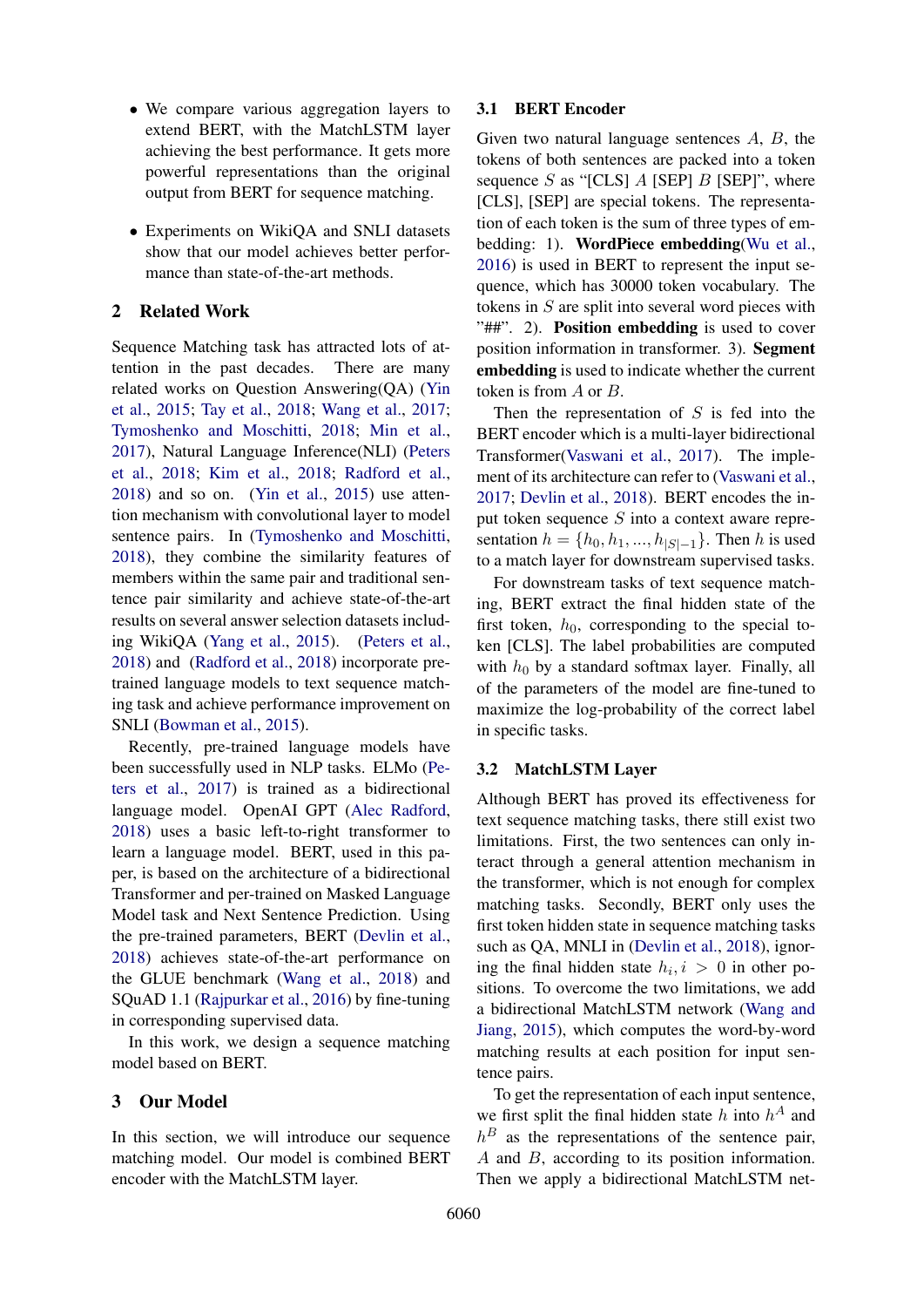- We compare various aggregation layers to extend BERT, with the MatchLSTM layer achieving the best performance. It gets more powerful representations than the original output from BERT for sequence matching.
- Experiments on WikiQA and SNLI datasets show that our model achieves better performance than state-of-the-art methods.

## 2 Related Work

Sequence Matching task has attracted lots of attention in the past decades. There are many related works on Question Answering(QA) (Yin et al., 2015; Tay et al., 2018; Wang et al., 2017; Tymoshenko and Moschitti, 2018; Min et al., 2017), Natural Language Inference(NLI) (Peters et al., 2018; Kim et al., 2018; Radford et al., 2018) and so on. (Yin et al., 2015) use attention mechanism with convolutional layer to model sentence pairs. In (Tymoshenko and Moschitti, 2018), they combine the similarity features of members within the same pair and traditional sentence pair similarity and achieve state-of-the-art results on several answer selection datasets including WikiQA (Yang et al., 2015). (Peters et al., 2018) and (Radford et al., 2018) incorporate pre-trained language models to text sequence matching task and achieve performance improvement on SNLI (Bowman et al., 2015).

Recently, pre-trained language models have been successfully used in NLP tasks. ELMo (Peters et al., 2017) is trained as a bidirectional language model. OpenAI GPT (Alec Radford, 2018) uses a basic left-to-right transformer to learn a language model. BERT, used in this paper, is based on the architecture of a bidirectional Transformer and per-trained on Masked Language Model task and Next Sentence Prediction. Using the pre-trained parameters, BERT (Devlin et al., 2018) achieves state-of-the-art performance on the GLUE benchmark (Wang et al., 2018) and SQuAD 1.1 (Rajpurkar et al., 2016) by fine-tuning in corresponding supervised data.

In this work, we design a sequence matching model based on BERT.

## 3 Our Model

In this section, we will introduce our sequence matching model. Our model is combined BERT encoder with the MatchLSTM layer.

### 3.1 BERT Encoder

Given two natural language sentences $A$, $B$, the tokens of both sentences are packed into a token sequence $S$ as "[CLS] $A$ [SEP] $B$ [SEP]", where [CLS], [SEP] are special tokens. The representation of each token is the sum of three types of embedding: 1). **WordPiece embedding**(Wu et al., 2016) is used in BERT to represent the input sequence, which has 30000 token vocabulary. The tokens in $S$ are split into several word pieces with "##". 2). **Position embedding** is used to cover position information in transformer. 3). **Segment embedding** is used to indicate whether the current token is from $A$ or $B$.

Then the representation of $S$ is fed into the BERT encoder which is a multi-layer bidirectional Transformer(Vaswani et al., 2017). The implement of its architecture can refer to (Vaswani et al., 2017; Devlin et al., 2018). BERT encodes the input token sequence $S$ into a context aware representation $h = \{h_0, h_1, ..., h_{|S|-1}\}$. Then $h$ is used to a match layer for downstream supervised tasks.

For downstream tasks of text sequence matching, BERT extract the final hidden state of the first token, $h_0$, corresponding to the special token [CLS]. The label probabilities are computed with $h_0$ by a standard softmax layer. Finally, all of the parameters of the model are fine-tuned to maximize the log-probability of the correct label in specific tasks.

### 3.2 MatchLSTM Layer

Although BERT has proved its effectiveness for text sequence matching tasks, there still exist two limitations. First, the two sentences can only interact through a general attention mechanism in the transformer, which is not enough for complex matching tasks. Secondly, BERT only uses the first token hidden state in sequence matching tasks such as QA, MNLI in (Devlin et al., 2018), ignoring the final hidden state $h_i, i > 0$ in other positions. To overcome the two limitations, we add a bidirectional MatchLSTM network (Wang and Jiang, 2015), which computes the word-by-word matching results at each position for input sentence pairs.

To get the representation of each input sentence, we first split the final hidden state $h$ into $h^A$ and $h^B$ as the representations of the sentence pair, $A$ and $B$, according to its position information. Then we apply a bidirectional MatchLSTM net-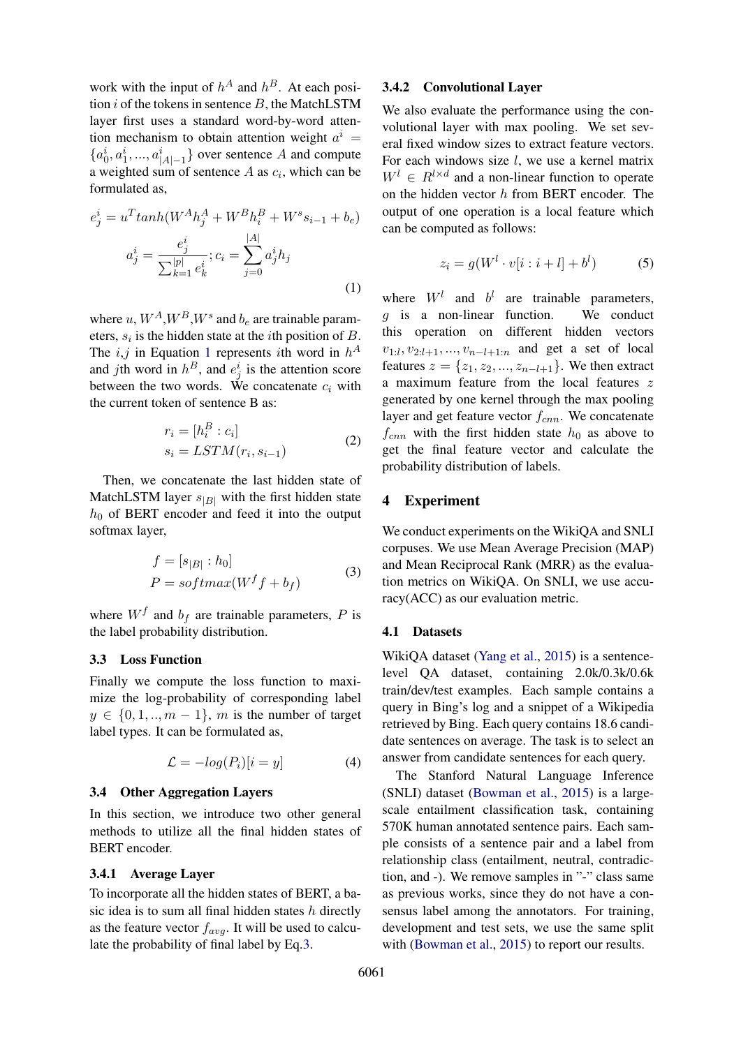work with the input of $h^A$ and $h^B$. At each position $i$ of the tokens in sentence $B$, the MatchLSTM layer first uses a standard word-by-word attention mechanism to obtain attention weight $a^i = \{a^i_0, a^i_1, ..., a^i_{|A|-1}\}$ over sentence $A$ and compute a weighted sum of sentence $A$ as $c_i$, which can be formulated as,

$$
e^i_j = u^T tanh(W^A h^A_j + W^B h^B_i + W^s s_{i-1} + b_e)
$$
$$
a^i_j = \frac{e^i_j}{\sum_{k=1}^{|p|} e^i_k}; c_i = \sum_{j=0}^{|A|} a^i_j h_j \tag{1}
$$

where $u$, $W^A$,$W^B$,$W^s$ and $b_e$ are trainable parameters, $s_i$ is the hidden state at the $i$th position of $B$. The $i$,$j$ in Equation 1 represents $i$th word in $h^A$ and $j$th word in $h^B$, and $e^i_j$ is the attention score between the two words. We concatenate $c_i$ with the current token of sentence B as:

$$
\begin{aligned}
r_i &= [h^B_i : c_i] \\
s_i &= LSTM(r_i, s_{i-1})
\end{aligned} \tag{2}
$$

Then, we concatenate the last hidden state of MatchLSTM layer $s_{|B|}$ with the first hidden state $h_0$ of BERT encoder and feed it into the output softmax layer,

$$
\begin{aligned}
f &= [s_{|B|} : h_0] \\
P &= softmax(W^f f + b_f)
\end{aligned} \tag{3}
$$

where $W^f$ and $b_f$ are trainable parameters, $P$ is the label probability distribution.

### 3.3 Loss Function

Finally we compute the loss function to maximize the log-probability of corresponding label $y \in \{0, 1, .., m-1\}$, $m$ is the number of target label types. It can be formulated as,

$$
\mathcal{L} = -log(P_i)[i = y] \tag{4}
$$

### 3.4 Other Aggregation Layers

In this section, we introduce two other general methods to utilize all the final hidden states of BERT encoder.

#### 3.4.1 Average Layer

To incorporate all the hidden states of BERT, a basic idea is to sum all final hidden states $h$ directly as the feature vector $f_{avg}$. It will be used to calculate the probability of final label by Eq.3.

#### 3.4.2 Convolutional Layer

We also evaluate the performance using the convolutional layer with max pooling. We set several fixed windows sizes to extract feature vectors. For each windows size $l$, we use a kernel matrix $W^l \in R^{l \times d}$ and a non-linear function to operate on the hidden vector $h$ from BERT encoder. The output of one operation is a local feature which can be computed as follows:

$$
z_i = g(W^l \cdot v[i : i + l] + b^l) \tag{5}
$$

where $W^l$ and $b^l$ are trainable parameters, $g$ is a non-linear function. We conduct this operation on different hidden vectors $v_{1:l}, v_{2:l+1}, ..., v_{n-l+1:n}$ and get a set of local features $z = \{z_1, z_2, ..., z_{n-l+1}\}$. We then extract a maximum feature from the local features $z$ generated by one kernel through the max pooling layer and get feature vector $f_{cnn}$. We concatenate $f_{cnn}$ with the first hidden state $h_0$ as above to get the final feature vector and calculate the probability distribution of labels.

## 4 Experiment

We conduct experiments on the WikiQA and SNLI corpuses. We use Mean Average Precision (MAP) and Mean Reciprocal Rank (MRR) as the evaluation metrics on WikiQA. On SNLI, we use accuracy(ACC) as our evaluation metric.

### 4.1 Datasets

WikiQA dataset (Yang et al., 2015) is a sentence-level QA dataset, containing 2.0k/0.3k/0.6k train/dev/test examples. Each sample contains a query in Bing's log and a snippet of a Wikipedia retrieved by Bing. Each query contains 18.6 candidate sentences on average. The task is to select an answer from candidate sentences for each query.

The Stanford Natural Language Inference (SNLI) dataset (Bowman et al., 2015) is a large-scale entailment classification task, containing 570K human annotated sentence pairs. Each sample consists of a sentence pair and a label from relationship class (entailment, neutral, contradiction, and -). We remove samples in "-" class same as previous works, since they do not have a consensus label among the annotators. For training, development and test sets, we use the same split with (Bowman et al., 2015) to report our results.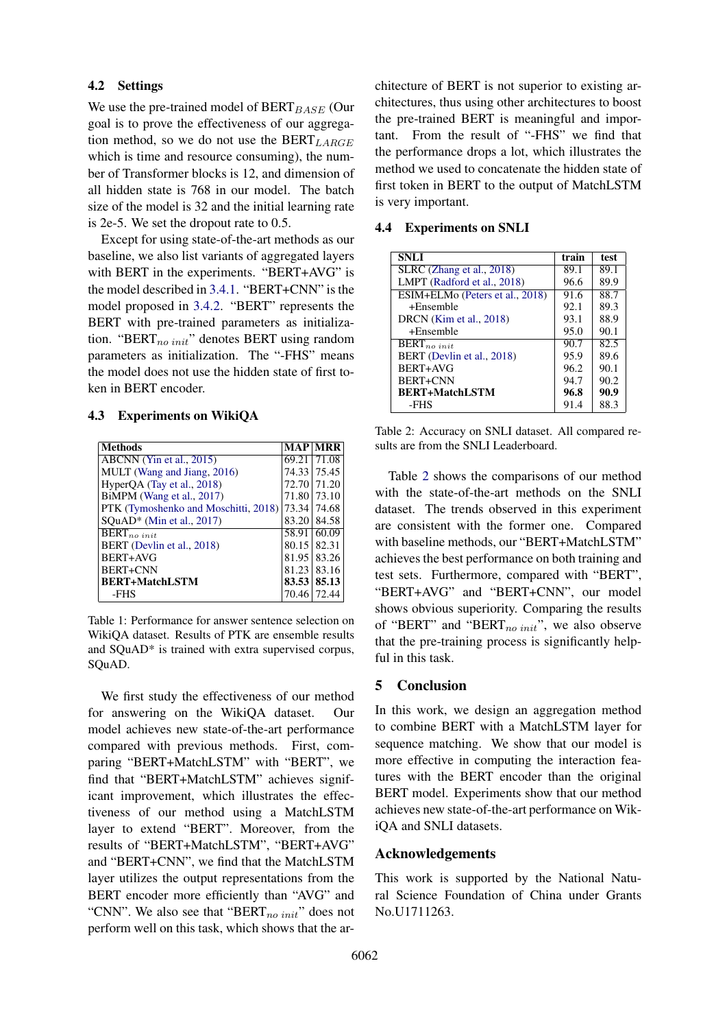### 4.2 Settings

We use the pre-trained model of BERT$_{BASE}$ (Our goal is to prove the effectiveness of our aggregation method, so we do not use the BERT$_{LARGE}$ which is time and resource consuming), the number of Transformer blocks is 12, and dimension of all hidden state is 768 in our model. The batch size of the model is 32 and the initial learning rate is 2e-5. We set the dropout rate to 0.5.

Except for using state-of-the-art methods as our baseline, we also list variants of aggregated layers with BERT in the experiments. "BERT+AVG" is the model described in 3.4.1. "BERT+CNN" is the model proposed in 3.4.2. "BERT" represents the BERT with pre-trained parameters as initialization. "BERT$_{no\ init}$" denotes BERT using random parameters as initialization. The "-FHS" means the model does not use the hidden state of first token in BERT encoder.

### 4.3 Experiments on WikiQA

| Methods | MAP | MRR |
|---|---|---|
| ABCNN (Yin et al., 2015) | 69.21 | 71.08 |
| MULT (Wang and Jiang, 2016) | 74.33 | 75.45 |
| HyperQA (Tay et al., 2018) | 72.70 | 71.20 |
| BiMPM (Wang et al., 2017) | 71.80 | 73.10 |
| PTK (Tymoshenko and Moschitti, 2018) | 73.34 | 74.68 |
| SQuAD* (Min et al., 2017) | 83.20 | 84.58 |
| BERT$_{no\ init}$ | 58.91 | 60.09 |
| BERT (Devlin et al., 2018) | 80.15 | 82.31 |
| BERT+AVG | 81.95 | 83.26 |
| BERT+CNN | 81.23 | 83.16 |
| **BERT+MatchLSTM** | **83.53** | **85.13** |
| -FHS | 70.46 | 72.44 |

Table 1: Performance for answer sentence selection on WikiQA dataset. Results of PTK are ensemble results and SQuAD* is trained with extra supervised corpus, SQuAD.

We first study the effectiveness of our method for answering on the WikiQA dataset. Our model achieves new state-of-the-art performance compared with previous methods. First, comparing "BERT+MatchLSTM" with "BERT", we find that "BERT+MatchLSTM" achieves significant improvement, which illustrates the effectiveness of our method using a MatchLSTM layer to extend "BERT". Moreover, from the results of "BERT+MatchLSTM", "BERT+AVG" and "BERT+CNN", we find that the MatchLSTM layer utilizes the output representations from the BERT encoder more efficiently than "AVG" and "CNN". We also see that "BERT$_{no\ init}$" does not perform well on this task, which shows that the architecture of BERT is not superior to existing architectures, thus using other architectures to boost the pre-trained BERT is meaningful and important. From the result of "-FHS" we find that the performance drops a lot, which illustrates the method we used to concatenate the hidden state of first token in BERT to the output of MatchLSTM is very important.

### 4.4 Experiments on SNLI

| SNLI | train | test |
|---|---|---|
| SLRC (Zhang et al., 2018) | 89.1 | 89.1 |
| LMPT (Radford et al., 2018) | 96.6 | 89.9 |
| ESIM+ELMo (Peters et al., 2018) | 91.6 | 88.7 |
| +Ensemble | 92.1 | 89.3 |
| DRCN (Kim et al., 2018) | 93.1 | 88.9 |
| +Ensemble | 95.0 | 90.1 |
| BERT$_{no\ init}$ | 90.7 | 82.5 |
| BERT (Devlin et al., 2018) | 95.9 | 89.6 |
| BERT+AVG | 96.2 | 90.1 |
| BERT+CNN | 94.7 | 90.2 |
| **BERT+MatchLSTM** | **96.8** | **90.9** |
| -FHS | 91.4 | 88.3 |

Table 2: Accuracy on SNLI dataset. All compared results are from the SNLI Leaderboard.

Table 2 shows the comparisons of our method with the state-of-the-art methods on the SNLI dataset. The trends observed in this experiment are consistent with the former one. Compared with baseline methods, our "BERT+MatchLSTM" achieves the best performance on both training and test sets. Furthermore, compared with "BERT", "BERT+AVG" and "BERT+CNN", our model shows obvious superiority. Comparing the results of "BERT" and "BERT$_{no\ init}$", we also observe that the pre-training process is significantly helpful in this task.

## 5 Conclusion

In this work, we design an aggregation method to combine BERT with a MatchLSTM layer for sequence matching. We show that our model is more effective in computing the interaction features with the BERT encoder than the original BERT model. Experiments show that our method achieves new state-of-the-art performance on WikiQA and SNLI datasets.

## Acknowledgements

This work is supported by the National Natural Science Foundation of China under Grants No.U1711263.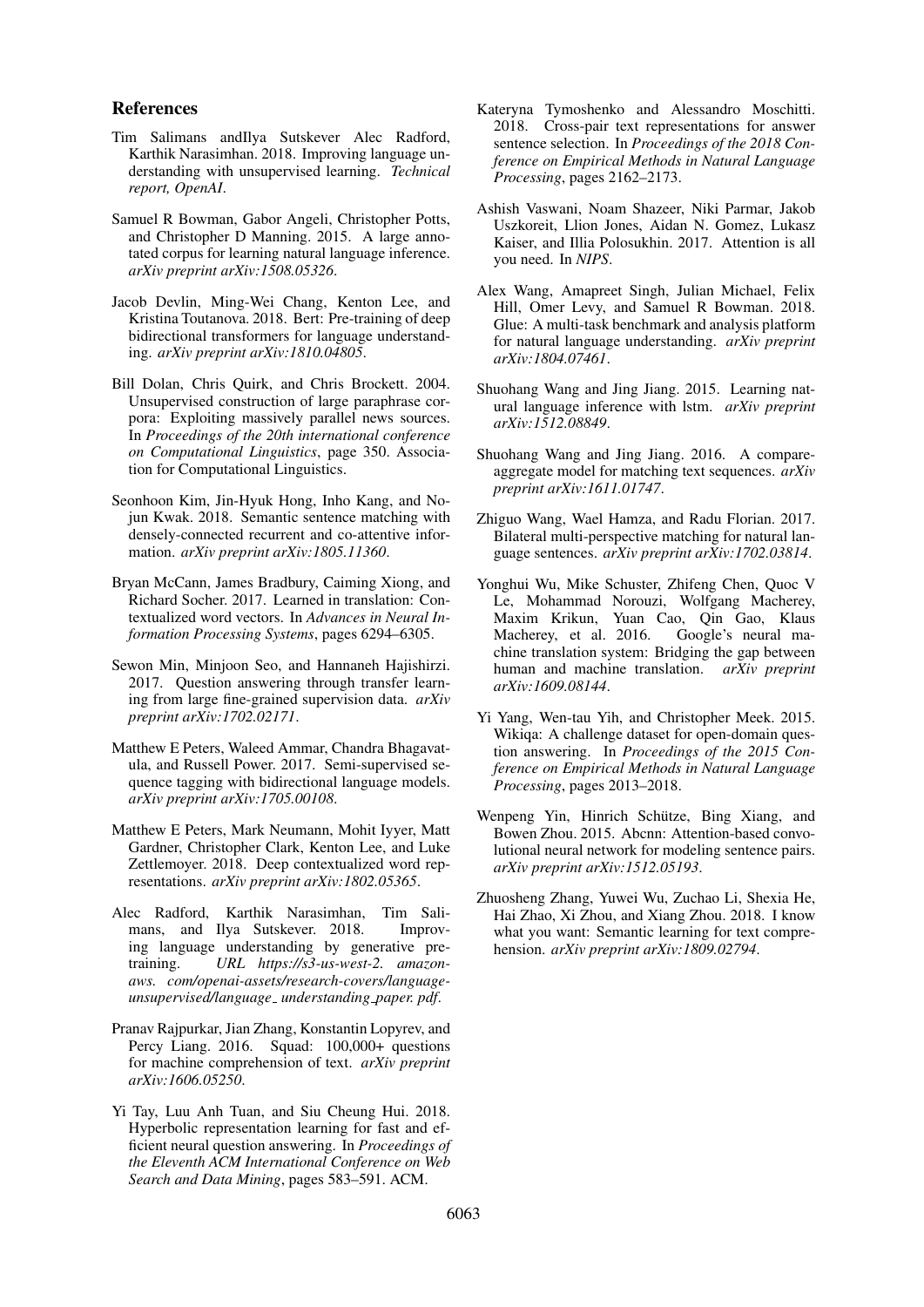## References

Tim Salimans andIlya Sutskever Alec Radford, Karthik Narasimhan. 2018. Improving language understanding with unsupervised learning. *Technical report, OpenAI*.

Samuel R Bowman, Gabor Angeli, Christopher Potts, and Christopher D Manning. 2015. A large annotated corpus for learning natural language inference. *arXiv preprint arXiv:1508.05326*.

Jacob Devlin, Ming-Wei Chang, Kenton Lee, and Kristina Toutanova. 2018. Bert: Pre-training of deep bidirectional transformers for language understanding. *arXiv preprint arXiv:1810.04805*.

Bill Dolan, Chris Quirk, and Chris Brockett. 2004. Unsupervised construction of large paraphrase corpora: Exploiting massively parallel news sources. In *Proceedings of the 20th international conference on Computational Linguistics*, page 350. Association for Computational Linguistics.

Seonhoon Kim, Jin-Hyuk Hong, Inho Kang, and Nojun Kwak. 2018. Semantic sentence matching with densely-connected recurrent and co-attentive information. *arXiv preprint arXiv:1805.11360*.

Bryan McCann, James Bradbury, Caiming Xiong, and Richard Socher. 2017. Learned in translation: Contextualized word vectors. In *Advances in Neural Information Processing Systems*, pages 6294–6305.

Sewon Min, Minjoon Seo, and Hannaneh Hajishirzi. 2017. Question answering through transfer learning from large fine-grained supervision data. *arXiv preprint arXiv:1702.02171*.

Matthew E Peters, Waleed Ammar, Chandra Bhagavatula, and Russell Power. 2017. Semi-supervised sequence tagging with bidirectional language models. *arXiv preprint arXiv:1705.00108*.

Matthew E Peters, Mark Neumann, Mohit Iyyer, Matt Gardner, Christopher Clark, Kenton Lee, and Luke Zettlemoyer. 2018. Deep contextualized word representations. *arXiv preprint arXiv:1802.05365*.

Alec Radford, Karthik Narasimhan, Tim Salimans, and Ilya Sutskever. 2018. Improving language understanding by generative pre-training. *URL https://s3-us-west-2. amazonaws. com/openai-assets/research-covers/language-unsupervised/language_understanding_paper. pdf*.

Pranav Rajpurkar, Jian Zhang, Konstantin Lopyrev, and Percy Liang. 2016. Squad: 100,000+ questions for machine comprehension of text. *arXiv preprint arXiv:1606.05250*.

Yi Tay, Luu Anh Tuan, and Siu Cheung Hui. 2018. Hyperbolic representation learning for fast and efficient neural question answering. In *Proceedings of the Eleventh ACM International Conference on Web Search and Data Mining*, pages 583–591. ACM.

Kateryna Tymoshenko and Alessandro Moschitti. 2018. Cross-pair text representations for answer sentence selection. In *Proceedings of the 2018 Conference on Empirical Methods in Natural Language Processing*, pages 2162–2173.

Ashish Vaswani, Noam Shazeer, Niki Parmar, Jakob Uszkoreit, Llion Jones, Aidan N. Gomez, Lukasz Kaiser, and Illia Polosukhin. 2017. Attention is all you need. In *NIPS*.

Alex Wang, Amapreet Singh, Julian Michael, Felix Hill, Omer Levy, and Samuel R Bowman. 2018. Glue: A multi-task benchmark and analysis platform for natural language understanding. *arXiv preprint arXiv:1804.07461*.

Shuohang Wang and Jing Jiang. 2015. Learning natural language inference with lstm. *arXiv preprint arXiv:1512.08849*.

Shuohang Wang and Jing Jiang. 2016. A compare-aggregate model for matching text sequences. *arXiv preprint arXiv:1611.01747*.

Zhiguo Wang, Wael Hamza, and Radu Florian. 2017. Bilateral multi-perspective matching for natural language sentences. *arXiv preprint arXiv:1702.03814*.

Yonghui Wu, Mike Schuster, Zhifeng Chen, Quoc V Le, Mohammad Norouzi, Wolfgang Macherey, Maxim Krikun, Yuan Cao, Qin Gao, Klaus Macherey, et al. 2016. Google's neural machine translation system: Bridging the gap between human and machine translation. *arXiv preprint arXiv:1609.08144*.

Yi Yang, Wen-tau Yih, and Christopher Meek. 2015. Wikiqa: A challenge dataset for open-domain question answering. In *Proceedings of the 2015 Conference on Empirical Methods in Natural Language Processing*, pages 2013–2018.

Wenpeng Yin, Hinrich Schütze, Bing Xiang, and Bowen Zhou. 2015. Abcnn: Attention-based convolutional neural network for modeling sentence pairs. *arXiv preprint arXiv:1512.05193*.

Zhuosheng Zhang, Yuwei Wu, Zuchao Li, Shexia He, Hai Zhao, Xi Zhou, and Xiang Zhou. 2018. I know what you want: Semantic learning for text comprehension. *arXiv preprint arXiv:1809.02794*.